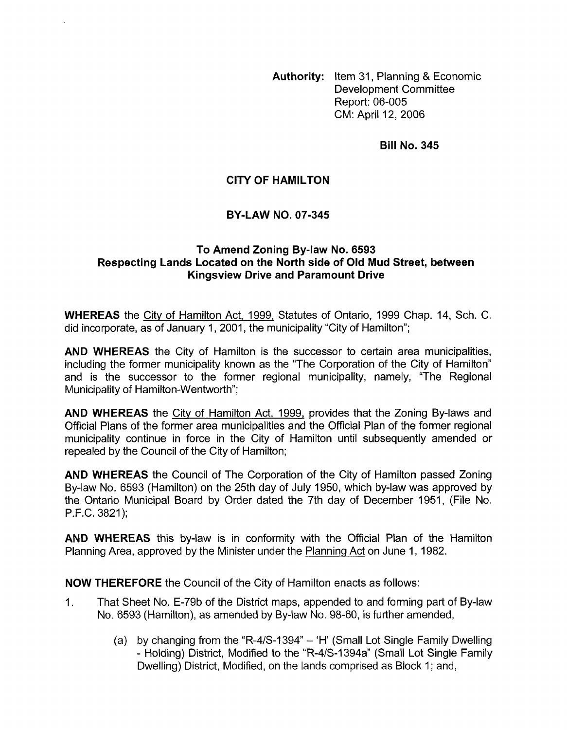**Authority:** Item 31, Planning & Economic Development Committee Report: 06-005 CM: April 12, 2006

**Bill No. 345**

# CITY OF HAMILTON

## BY-LAW NO. 07-345

### To Amend Zoning By-law No. 6593 Respecting Lands Located on the North side of Old Mud Street, between Kingsview Drive and Paramount Drive

**WHEREAS** the City of Hamilton Act, 1999, Statutes of Ontario, 1999 Chap. 14, Sch. C. did incorporate, as of January 1, 2001, the municipality "City of Hamilton";

**AND WHEREAS** the City of Hamilton is the successor to certain area municipalities, including the former municipality known as the "The Corporation of the City of Hamilton" and is the successor to the former regional municipality, namely, "The Regional Municipality of Hamilton-Wentworth";

**AND WHEREAS** the City of Hamilton Act, 1999, provides that the Zoning By-laws and Official Plans of the former area municipalities and the Official Plan of the former regional municipality continue in force in the City of Hamilton until subsequently amended or repealed by the Council of the City of Hamilton;

**AND WHEREAS** the Council of The Corporation of the City of Hamilton passed Zoning By-law No. 6593 (Hamilton) on the 25th day of July 1950, which by-law was approved by the Ontario Municipal Board by Order dated the 7th day of December 1951, (File No. P.F.C. 3821);

**AND WHEREAS** this by-law is in conformity with the Official Plan of the Hamilton Planning Area, approved by the Minister under the Planning Act on June 1, 1982.

**NOW THEREFORE** the Council of the City of Hamilton enacts as follows:

1. That Sheet No. E-79b of the District maps, appended to and forming part of By-law No. 6593 (Hamilton), as amended by By-law No. 98-60, is further amended,

   (a) by changing from the "R-4/S-1394" – 'H' (Small Lot Single Family Dwelling - Holding) District, Modified to the "R-4/S-1394a" (Small Lot Single Family Dwelling) District, Modified, on the lands comprised as Block 1; and,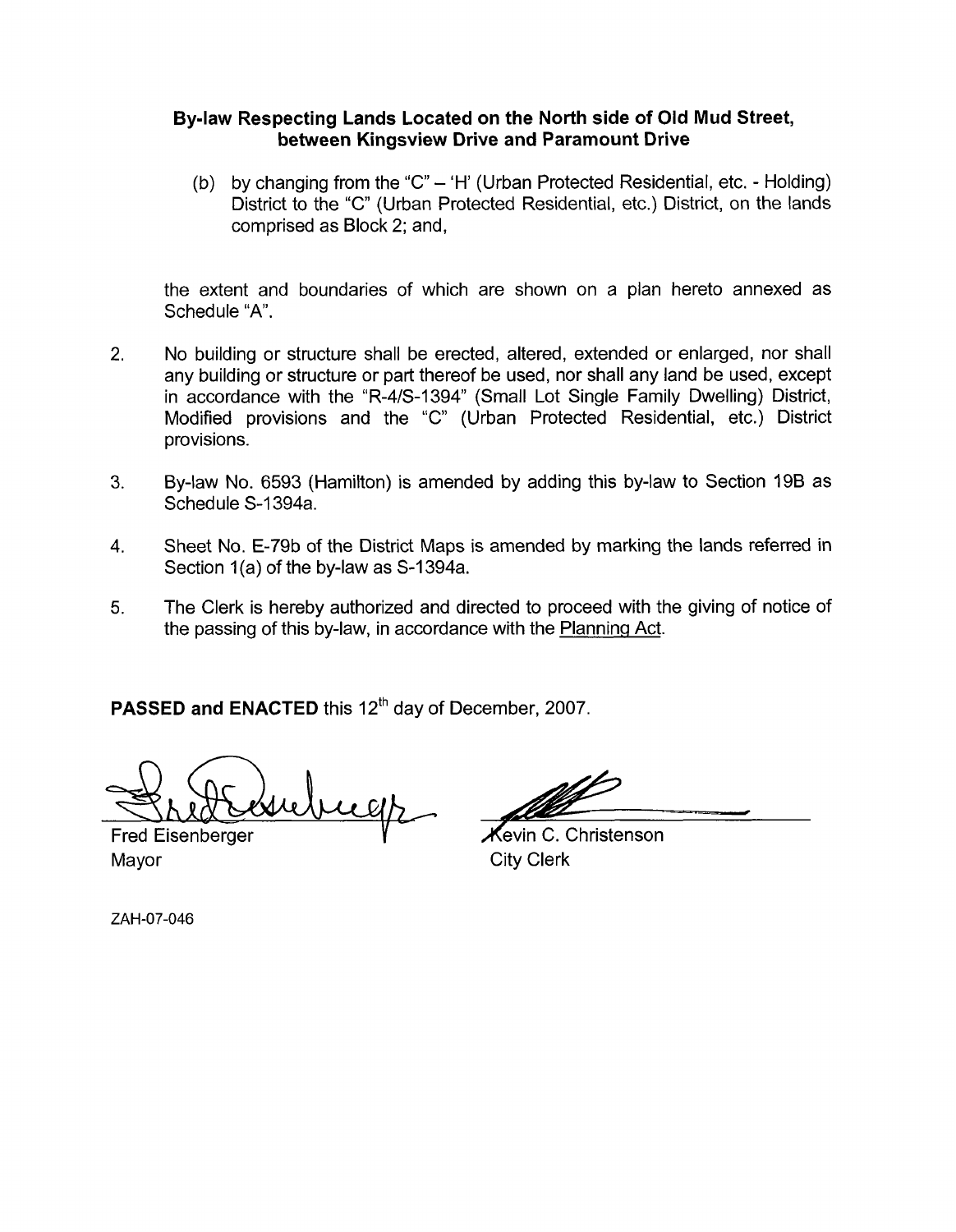**By-law Respecting Lands Located on the North side of Old Mud Street, between Kingsview Drive and Paramount Drive**

(b) by changing from the "C" – 'H' (Urban Protected Residential, etc. - Holding) District to the "C" (Urban Protected Residential, etc.) District, on the lands comprised as Block 2; and,

the extent and boundaries of which are shown on a plan hereto annexed as Schedule "A".

2. No building or structure shall be erected, altered, extended or enlarged, nor shall any building or structure or part thereof be used, nor shall any land be used, except in accordance with the "R-4/S-1394" (Small Lot Single Family Dwelling) District, Modified provisions and the "C" (Urban Protected Residential, etc.) District provisions.

3. By-law No. 6593 (Hamilton) is amended by adding this by-law to Section 19B as Schedule S-1394a.

4. Sheet No. E-79b of the District Maps is amended by marking the lands referred in Section 1(a) of the by-law as S-1394a.

5. The Clerk is hereby authorized and directed to proceed with the giving of notice of the passing of this by-law, in accordance with the Planning Act.

**PASSED and ENACTED** this 12th day of December, 2007.

Fred Eisenberger
Mayor

Kevin C. Christenson
City Clerk

ZAH-07-046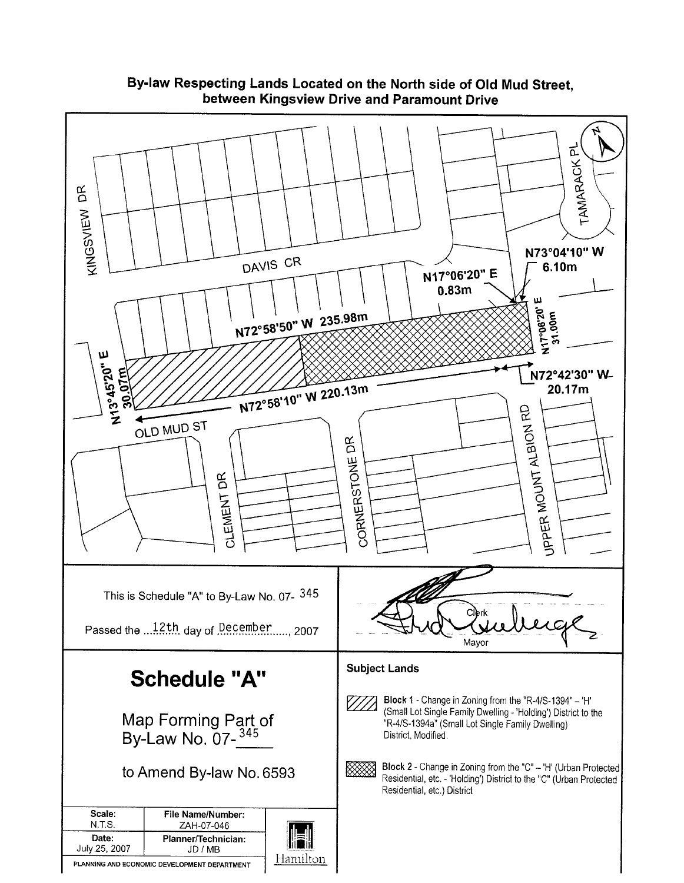## By-law Respecting Lands Located on the North side of Old Mud Street, between Kingsview Drive and Paramount Drive

KINGSVIEW DR

DAVIS CR

TAMARACK PL

N73°04'10" W
6.10m

N17°06'20" E
0.83m

N72°58'50" W 235.98m

N17°06'20' E
31.00m

N13°45'20" E
30.07m

N72°42'30" W
20.17m

N72°58'10" W 220.13m

OLD MUD ST

CLEMENT DR

CORNERSTONE DR

UPPER MOUNT ALBION RD

This is Schedule "A" to By-Law No. 07- 345

Passed the ...12th day of December......, 2007

Clerk

Mayor

# Schedule "A"

Map Forming Part of By-Law No. 07-345

to Amend By-law No. 6593

| Scale: | File Name/Number: |
| --- | --- |
| N.T.S. | ZAH-07-046 |
| Date: | Planner/Technician: |
| July 25, 2007 | JD / MB |

PLANNING AND ECONOMIC DEVELOPMENT DEPARTMENT

Hamilton

**Subject Lands**

**Block 1** - Change in Zoning from the "R-4/S-1394" – 'H' (Small Lot Single Family Dwelling - 'Holding') District to the "R-4/S-1394a" (Small Lot Single Family Dwelling) District, Modified.

**Block 2** - Change in Zoning from the "C" – 'H' (Urban Protected Residential, etc. - 'Holding') District to the "C" (Urban Protected Residential, etc.) District